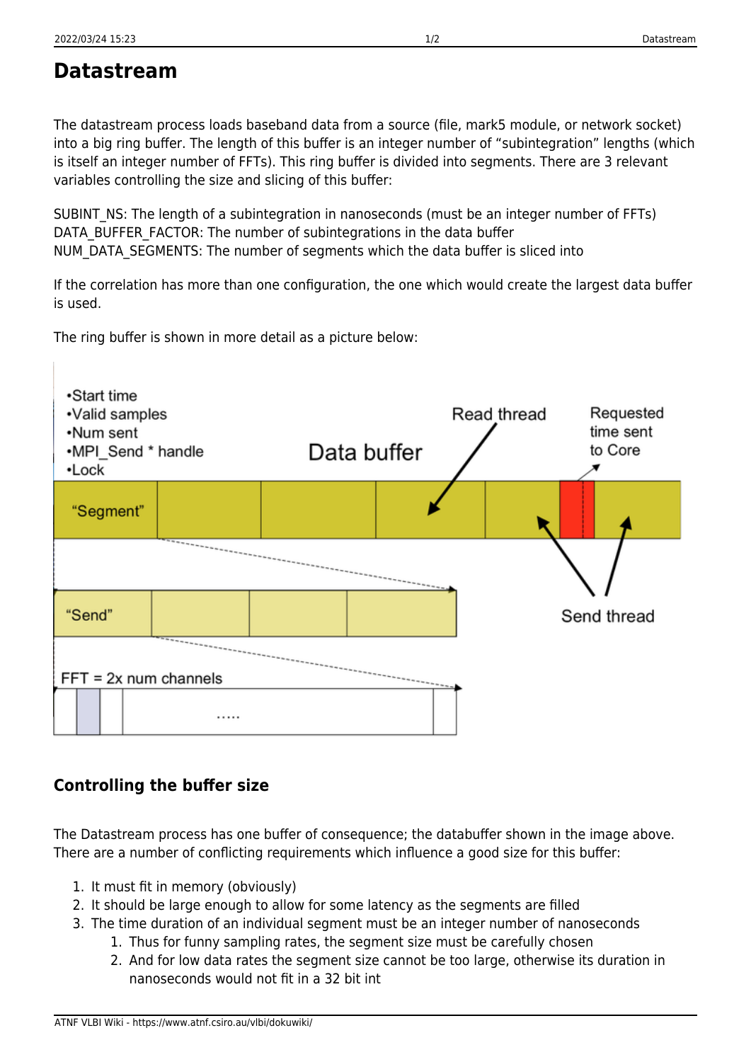# Datastream

The datastream process loads baseband data from a source (file, mark5 module, or network socket) into a big ring buffer. The length of this buffer is an integer number of "subintegration" lengths (which is itself an integer number of FFTs). This ring buffer is divided into segments. There are 3 relevant variables controlling the size and slicing of this buffer:

SUBINT_NS: The length of a subintegration in nanoseconds (must be an integer number of FFTs)
DATA_BUFFER_FACTOR: The number of subintegrations in the data buffer
NUM_DATA_SEGMENTS: The number of segments which the data buffer is sliced into

If the correlation has more than one configuration, the one which would create the largest data buffer is used.

The ring buffer is shown in more detail as a picture below:

## Controlling the buffer size

The Datastream process has one buffer of consequence; the databuffer shown in the image above. There are a number of conflicting requirements which influence a good size for this buffer:

1. It must fit in memory (obviously)
2. It should be large enough to allow for some latency as the segments are filled
3. The time duration of an individual segment must be an integer number of nanoseconds
    1. Thus for funny sampling rates, the segment size must be carefully chosen
    2. And for low data rates the segment size cannot be too large, otherwise its duration in nanoseconds would not fit in a 32 bit int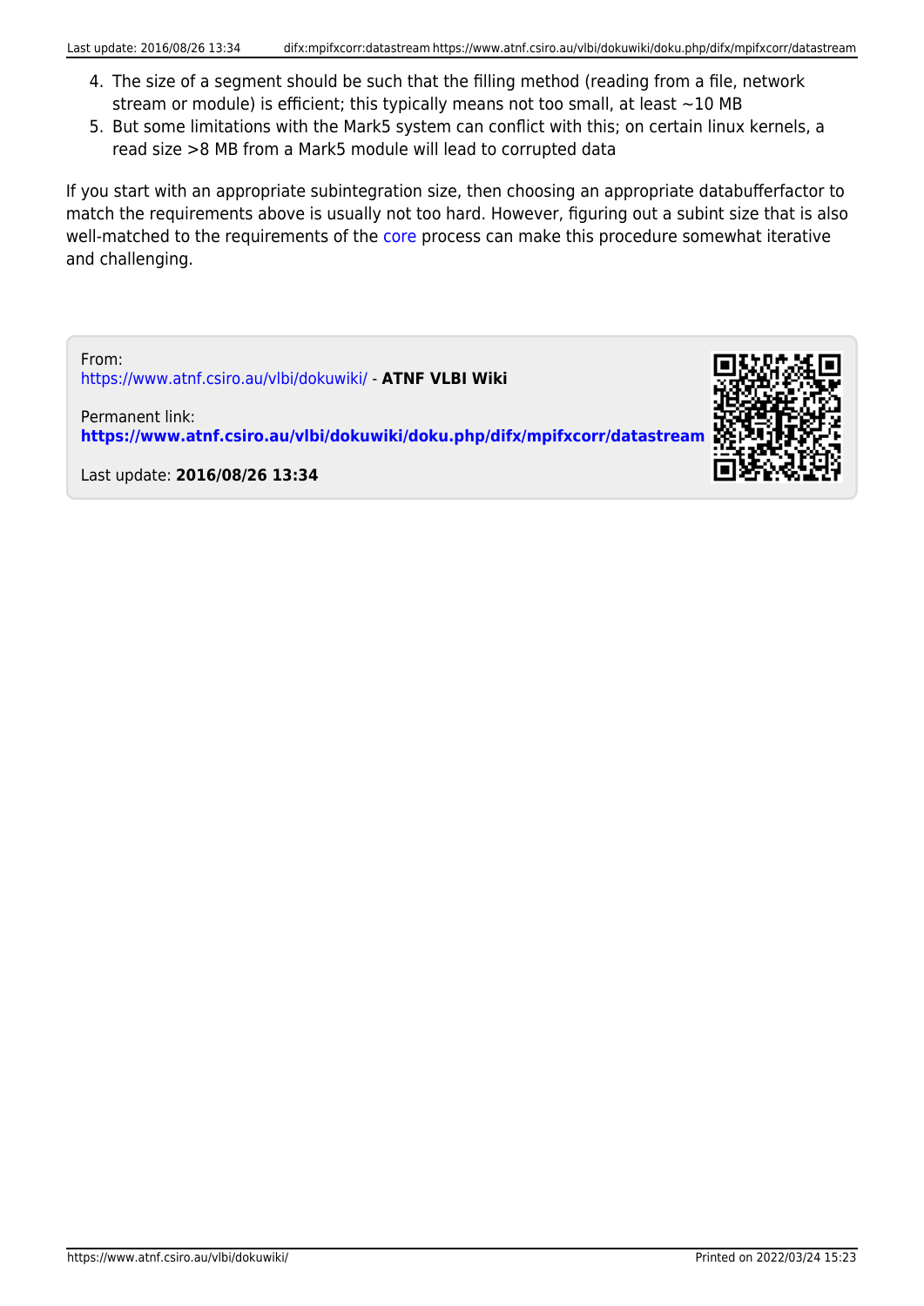4. The size of a segment should be such that the filling method (reading from a file, network stream or module) is efficient; this typically means not too small, at least ~10 MB
5. But some limitations with the Mark5 system can conflict with this; on certain linux kernels, a read size >8 MB from a Mark5 module will lead to corrupted data

If you start with an appropriate subintegration size, then choosing an appropriate databufferfactor to match the requirements above is usually not too hard. However, figuring out a subint size that is also well-matched to the requirements of the core process can make this procedure somewhat iterative and challenging.

From:
https://www.atnf.csiro.au/vlbi/dokuwiki/ - **ATNF VLBI Wiki**

Permanent link:
**https://www.atnf.csiro.au/vlbi/dokuwiki/doku.php/difx/mpifxcorr/datastream**

Last update: **2016/08/26 13:34**